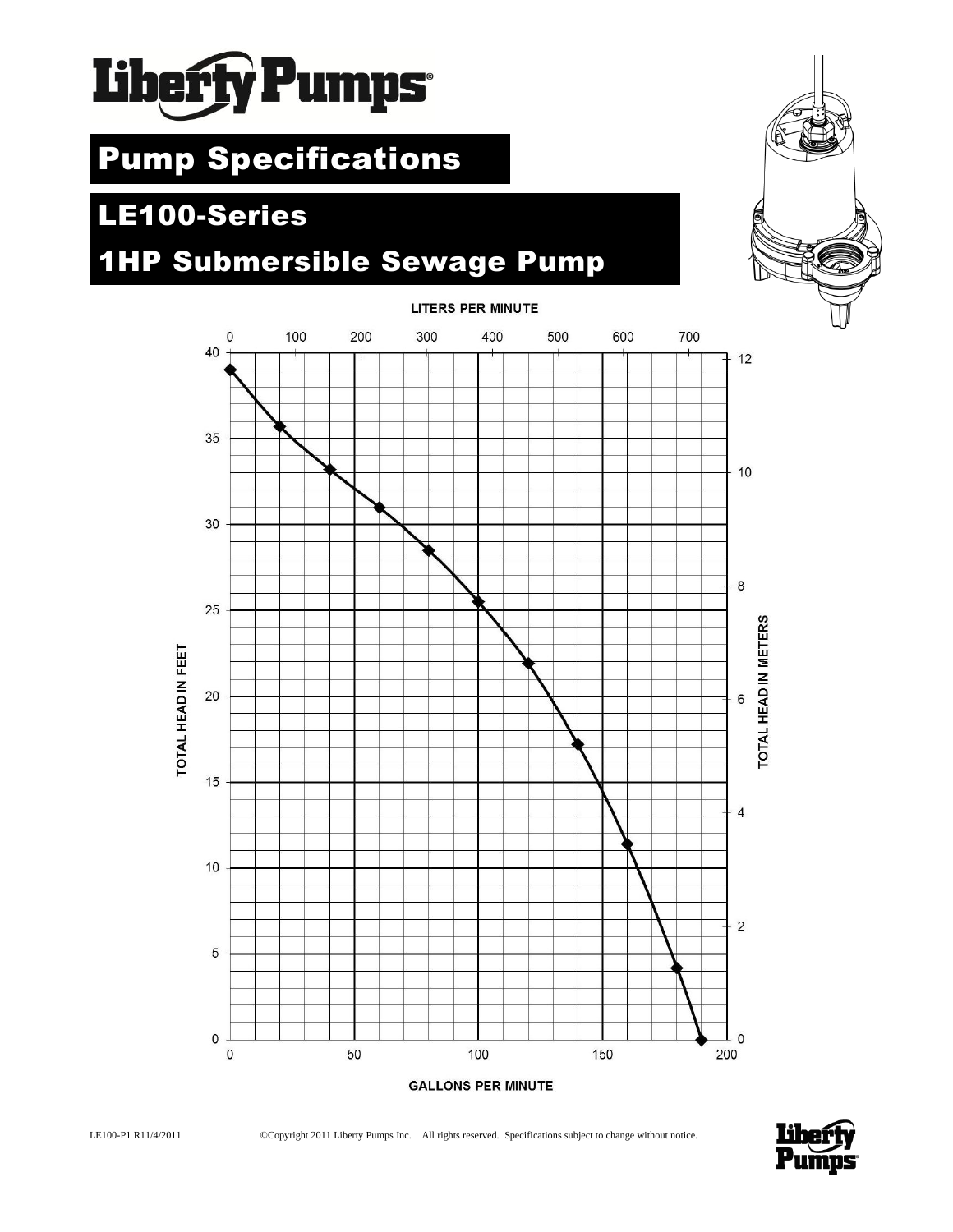# Liberty Pumps

## Pump Specifications

## LE100-Series

## 1HP Submersible Sewage Pump

LITERS PER MINUTE

TOTAL HEAD IN FEET

TOTAL HEAD IN METERS

GALLONS PER MINUTE

LE100-P1 R11/4/2011

©Copyright 2011 Liberty Pumps Inc. All rights reserved. Specifications subject to change without notice.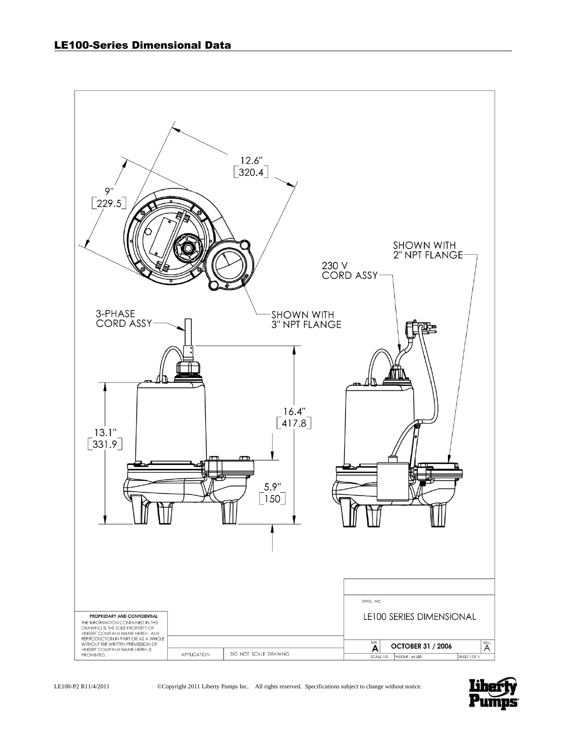## LE100-Series Dimensional Data

12.6" [320.4]

9" [229.5]

SHOWN WITH 2" NPT FLANGE

230 V CORD ASSY

3-PHASE CORD ASSY

SHOWN WITH 3" NPT FLANGE

16.4" [417.8]

13.1" [331.9]

5.9" [150]

**PROPRIETARY AND CONFIDENTIAL**

THE INFORMATION CONTAINED IN THIS DRAWING IS THE SOLE PROPERTY OF <INSERT COMPANY NAME HERE>. ANY REPRODUCTION IN PART OR AS A WHOLE WITHOUT THE WRITTEN PERMISSION OF <INSERT COMPANY NAME HERE> IS PROHIBITED.

APPLICATION | DO NOT SCALE DRAWING

DWG. NO.

LE100 SERIES DIMENSIONAL

SIZE A | OCTOBER 31 / 2006 | REV. A

SCALE: 1:3 | WEIGHT: 64 LBS | SHEET 1 OF 1

LE100-P2 R11/4/2011 ©Copyright 2011 Liberty Pumps Inc. All rights reserved. Specifications subject to change without notice.

Liberty Pumps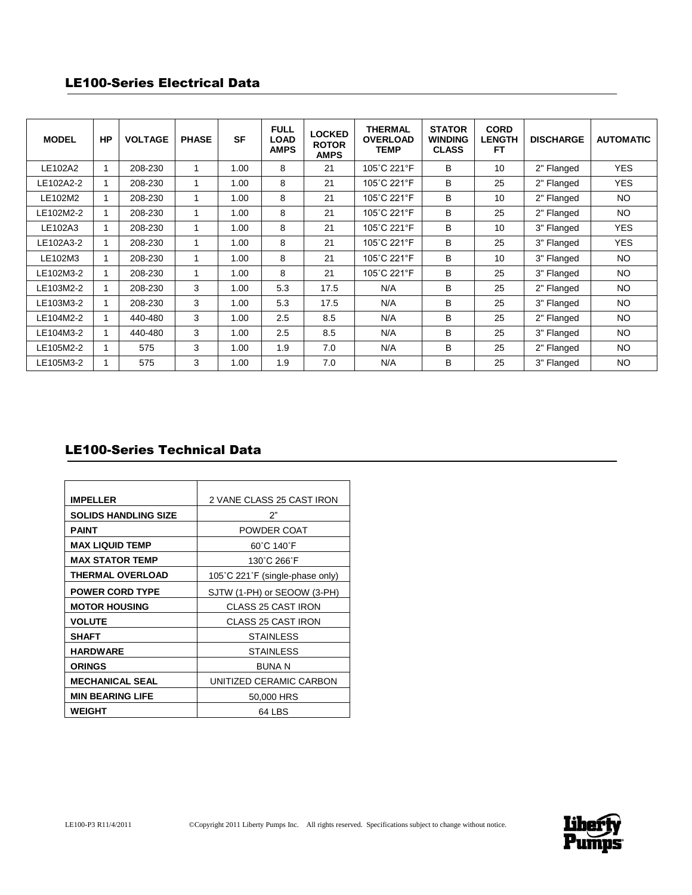## LE100-Series Electrical Data

| MODEL | HP | VOLTAGE | PHASE | SF | FULL LOAD AMPS | LOCKED ROTOR AMPS | THERMAL OVERLOAD TEMP | STATOR WINDING CLASS | CORD LENGTH FT | DISCHARGE | AUTOMATIC |
|---|---|---|---|---|---|---|---|---|---|---|---|
| LE102A2 | 1 | 208-230 | 1 | 1.00 | 8 | 21 | 105˚C 221°F | B | 10 | 2" Flanged | YES |
| LE102A2-2 | 1 | 208-230 | 1 | 1.00 | 8 | 21 | 105˚C 221°F | B | 25 | 2" Flanged | YES |
| LE102M2 | 1 | 208-230 | 1 | 1.00 | 8 | 21 | 105˚C 221°F | B | 10 | 2" Flanged | NO |
| LE102M2-2 | 1 | 208-230 | 1 | 1.00 | 8 | 21 | 105˚C 221°F | B | 25 | 2" Flanged | NO |
| LE102A3 | 1 | 208-230 | 1 | 1.00 | 8 | 21 | 105˚C 221°F | B | 10 | 3" Flanged | YES |
| LE102A3-2 | 1 | 208-230 | 1 | 1.00 | 8 | 21 | 105˚C 221°F | B | 25 | 3" Flanged | YES |
| LE102M3 | 1 | 208-230 | 1 | 1.00 | 8 | 21 | 105˚C 221°F | B | 10 | 3" Flanged | NO |
| LE102M3-2 | 1 | 208-230 | 1 | 1.00 | 8 | 21 | 105˚C 221°F | B | 25 | 3" Flanged | NO |
| LE103M2-2 | 1 | 208-230 | 3 | 1.00 | 5.3 | 17.5 | N/A | B | 25 | 2" Flanged | NO |
| LE103M3-2 | 1 | 208-230 | 3 | 1.00 | 5.3 | 17.5 | N/A | B | 25 | 3" Flanged | NO |
| LE104M2-2 | 1 | 440-480 | 3 | 1.00 | 2.5 | 8.5 | N/A | B | 25 | 2" Flanged | NO |
| LE104M3-2 | 1 | 440-480 | 3 | 1.00 | 2.5 | 8.5 | N/A | B | 25 | 3" Flanged | NO |
| LE105M2-2 | 1 | 575 | 3 | 1.00 | 1.9 | 7.0 | N/A | B | 25 | 2" Flanged | NO |
| LE105M3-2 | 1 | 575 | 3 | 1.00 | 1.9 | 7.0 | N/A | B | 25 | 3" Flanged | NO |

## LE100-Series Technical Data

| | |
|---|---|
| **IMPELLER** | 2 VANE CLASS 25 CAST IRON |
| **SOLIDS HANDLING SIZE** | 2" |
| **PAINT** | POWDER COAT |
| **MAX LIQUID TEMP** | 60˚C 140˚F |
| **MAX STATOR TEMP** | 130˚C 266˚F |
| **THERMAL OVERLOAD** | 105˚C 221˚F (single-phase only) |
| **POWER CORD TYPE** | SJTW (1-PH) or SEOOW (3-PH) |
| **MOTOR HOUSING** | CLASS 25 CAST IRON |
| **VOLUTE** | CLASS 25 CAST IRON |
| **SHAFT** | STAINLESS |
| **HARDWARE** | STAINLESS |
| **ORINGS** | BUNA N |
| **MECHANICAL SEAL** | UNITIZED CERAMIC CARBON |
| **MIN BEARING LIFE** | 50,000 HRS |
| **WEIGHT** | 64 LBS |

LE100-P3 R11/4/2011 ©Copyright 2011 Liberty Pumps Inc. All rights reserved. Specifications subject to change without notice.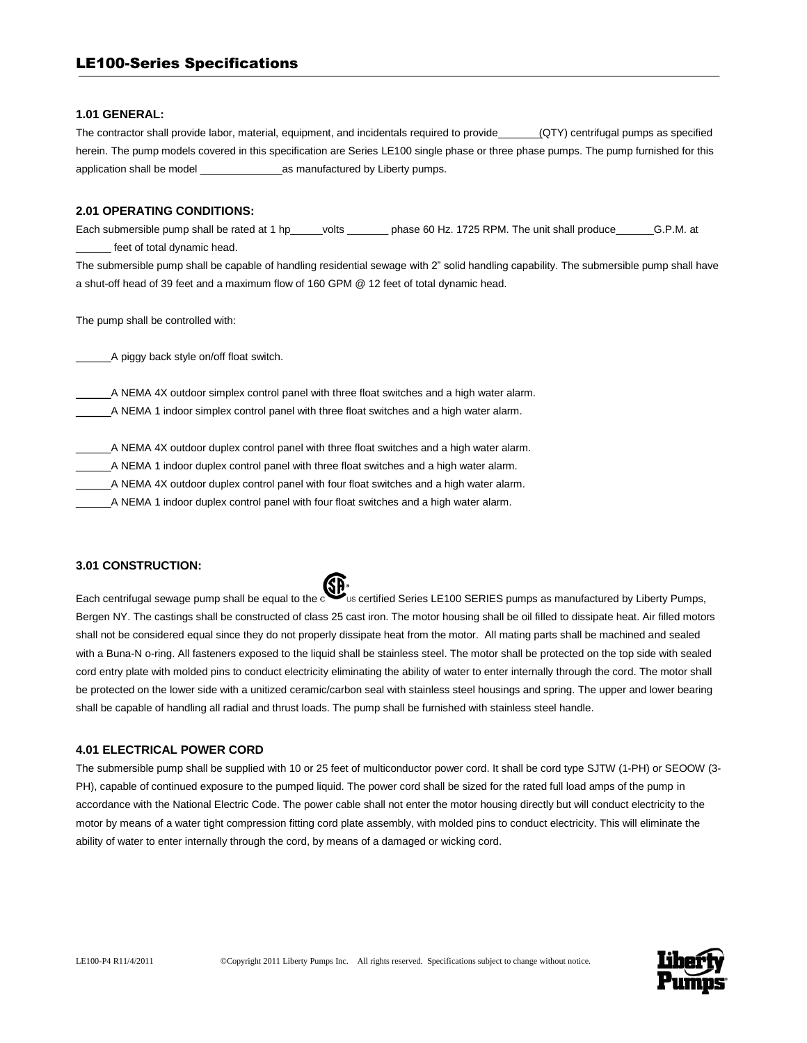## LE100-Series Specifications

### 1.01 GENERAL:

The contractor shall provide labor, material, equipment, and incidentals required to provide_______(QTY) centrifugal pumps as specified herein. The pump models covered in this specification are Series LE100 single phase or three phase pumps. The pump furnished for this application shall be model ______________as manufactured by Liberty pumps.

### 2.01 OPERATING CONDITIONS:

Each submersible pump shall be rated at 1 hp_____volts _______ phase 60 Hz. 1725 RPM. The unit shall produce______G.P.M. at ______ feet of total dynamic head.

The submersible pump shall be capable of handling residential sewage with 2" solid handling capability. The submersible pump shall have a shut-off head of 39 feet and a maximum flow of 160 GPM @ 12 feet of total dynamic head.

The pump shall be controlled with:

______A piggy back style on/off float switch.

______A NEMA 4X outdoor simplex control panel with three float switches and a high water alarm.
______A NEMA 1 indoor simplex control panel with three float switches and a high water alarm.

______A NEMA 4X outdoor duplex control panel with three float switches and a high water alarm.
______A NEMA 1 indoor duplex control panel with three float switches and a high water alarm.
______A NEMA 4X outdoor duplex control panel with four float switches and a high water alarm.
______A NEMA 1 indoor duplex control panel with four float switches and a high water alarm.

### 3.01 CONSTRUCTION:

Each centrifugal sewage pump shall be equal to the cSAus certified Series LE100 SERIES pumps as manufactured by Liberty Pumps, Bergen NY. The castings shall be constructed of class 25 cast iron. The motor housing shall be oil filled to dissipate heat. Air filled motors shall not be considered equal since they do not properly dissipate heat from the motor. All mating parts shall be machined and sealed with a Buna-N o-ring. All fasteners exposed to the liquid shall be stainless steel. The motor shall be protected on the top side with sealed cord entry plate with molded pins to conduct electricity eliminating the ability of water to enter internally through the cord. The motor shall be protected on the lower side with a unitized ceramic/carbon seal with stainless steel housings and spring. The upper and lower bearing shall be capable of handling all radial and thrust loads. The pump shall be furnished with stainless steel handle.

### 4.01 ELECTRICAL POWER CORD

The submersible pump shall be supplied with 10 or 25 feet of multiconductor power cord. It shall be cord type SJTW (1-PH) or SEOOW (3-PH), capable of continued exposure to the pumped liquid. The power cord shall be sized for the rated full load amps of the pump in accordance with the National Electric Code. The power cable shall not enter the motor housing directly but will conduct electricity to the motor by means of a water tight compression fitting cord plate assembly, with molded pins to conduct electricity. This will eliminate the ability of water to enter internally through the cord, by means of a damaged or wicking cord.

LE100-P4 R11/4/2011 ©Copyright 2011 Liberty Pumps Inc. All rights reserved. Specifications subject to change without notice.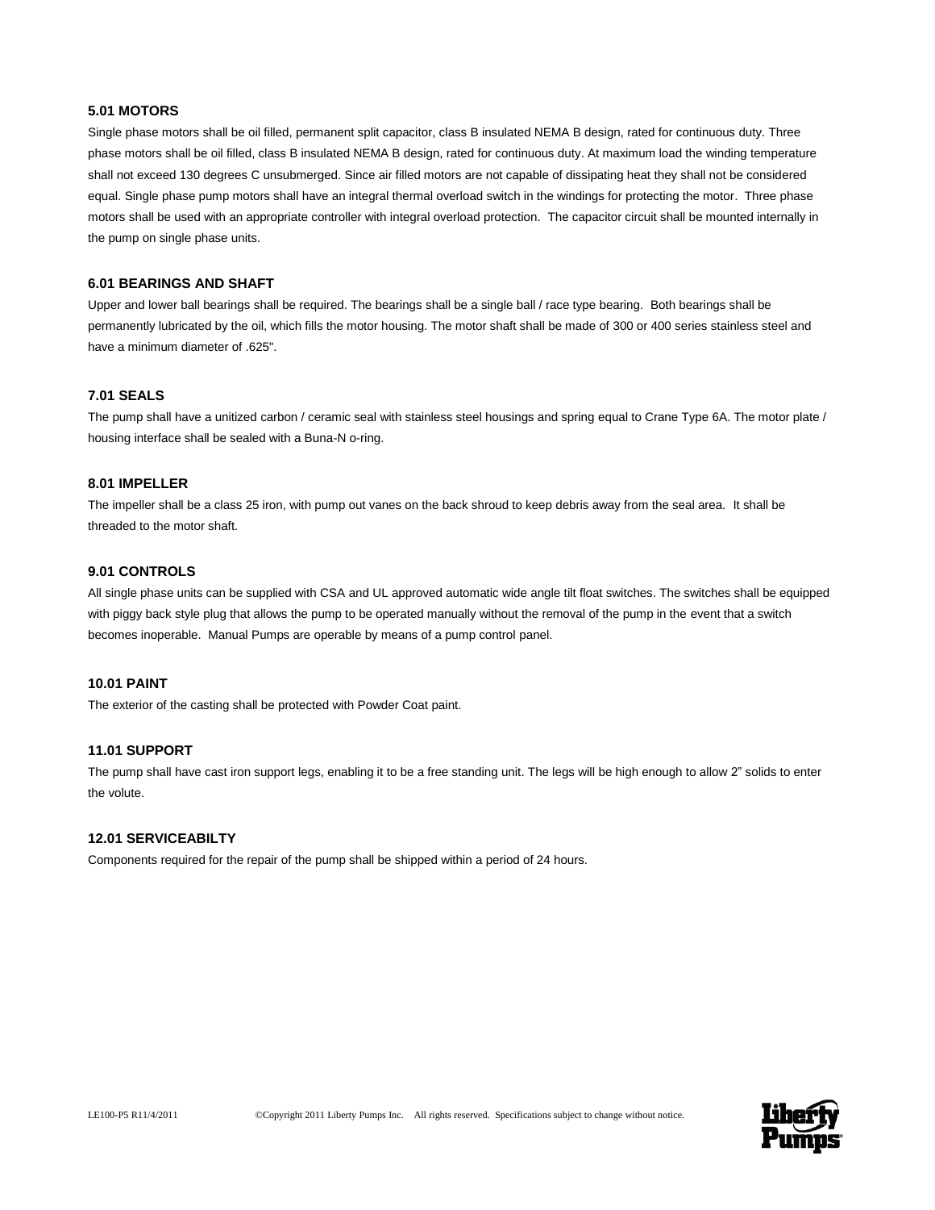### 5.01 MOTORS

Single phase motors shall be oil filled, permanent split capacitor, class B insulated NEMA B design, rated for continuous duty. Three phase motors shall be oil filled, class B insulated NEMA B design, rated for continuous duty. At maximum load the winding temperature shall not exceed 130 degrees C unsubmerged. Since air filled motors are not capable of dissipating heat they shall not be considered equal. Single phase pump motors shall have an integral thermal overload switch in the windings for protecting the motor. Three phase motors shall be used with an appropriate controller with integral overload protection. The capacitor circuit shall be mounted internally in the pump on single phase units.

### 6.01 BEARINGS AND SHAFT

Upper and lower ball bearings shall be required. The bearings shall be a single ball / race type bearing. Both bearings shall be permanently lubricated by the oil, which fills the motor housing. The motor shaft shall be made of 300 or 400 series stainless steel and have a minimum diameter of .625".

### 7.01 SEALS

The pump shall have a unitized carbon / ceramic seal with stainless steel housings and spring equal to Crane Type 6A. The motor plate / housing interface shall be sealed with a Buna-N o-ring.

### 8.01 IMPELLER

The impeller shall be a class 25 iron, with pump out vanes on the back shroud to keep debris away from the seal area. It shall be threaded to the motor shaft.

### 9.01 CONTROLS

All single phase units can be supplied with CSA and UL approved automatic wide angle tilt float switches. The switches shall be equipped with piggy back style plug that allows the pump to be operated manually without the removal of the pump in the event that a switch becomes inoperable. Manual Pumps are operable by means of a pump control panel.

### 10.01 PAINT

The exterior of the casting shall be protected with Powder Coat paint.

### 11.01 SUPPORT

The pump shall have cast iron support legs, enabling it to be a free standing unit. The legs will be high enough to allow 2" solids to enter the volute.

### 12.01 SERVICEABILTY

Components required for the repair of the pump shall be shipped within a period of 24 hours.

LE100-P5 R11/4/2011 ©Copyright 2011 Liberty Pumps Inc. All rights reserved. Specifications subject to change without notice.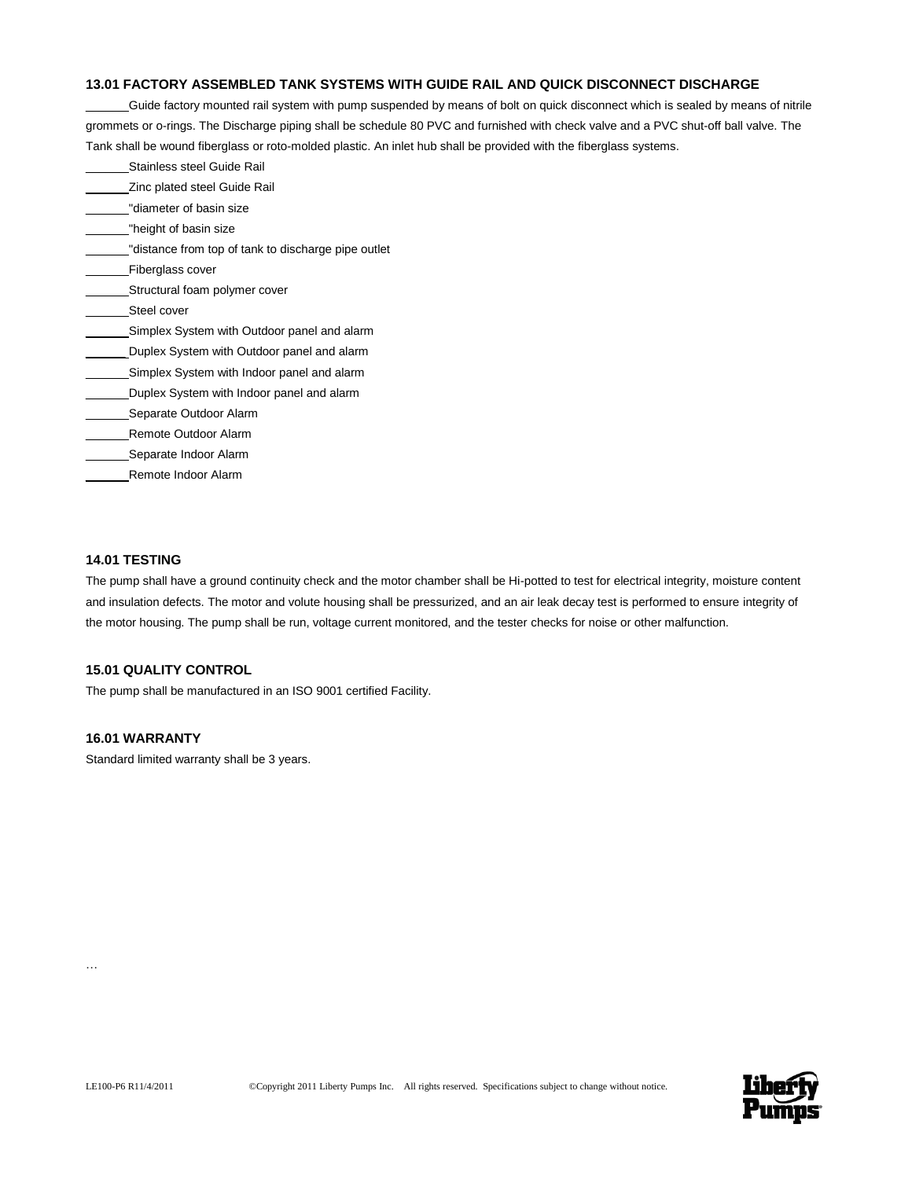### 13.01 FACTORY ASSEMBLED TANK SYSTEMS WITH GUIDE RAIL AND QUICK DISCONNECT DISCHARGE

______Guide factory mounted rail system with pump suspended by means of bolt on quick disconnect which is sealed by means of nitrile grommets or o-rings. The Discharge piping shall be schedule 80 PVC and furnished with check valve and a PVC shut-off ball valve. The Tank shall be wound fiberglass or roto-molded plastic. An inlet hub shall be provided with the fiberglass systems.

______Stainless steel Guide Rail

______Zinc plated steel Guide Rail

______"diameter of basin size

______"height of basin size

______"distance from top of tank to discharge pipe outlet

______Fiberglass cover

______Structural foam polymer cover

______Steel cover

______Simplex System with Outdoor panel and alarm

______Duplex System with Outdoor panel and alarm

______Simplex System with Indoor panel and alarm

______Duplex System with Indoor panel and alarm

______Separate Outdoor Alarm

______Remote Outdoor Alarm

______Separate Indoor Alarm

______Remote Indoor Alarm

### 14.01 TESTING

The pump shall have a ground continuity check and the motor chamber shall be Hi-potted to test for electrical integrity, moisture content and insulation defects. The motor and volute housing shall be pressurized, and an air leak decay test is performed to ensure integrity of the motor housing. The pump shall be run, voltage current monitored, and the tester checks for noise or other malfunction.

### 15.01 QUALITY CONTROL

The pump shall be manufactured in an ISO 9001 certified Facility.

### 16.01 WARRANTY

Standard limited warranty shall be 3 years.

…

LE100-P6 R11/4/2011 ©Copyright 2011 Liberty Pumps Inc. All rights reserved. Specifications subject to change without notice.